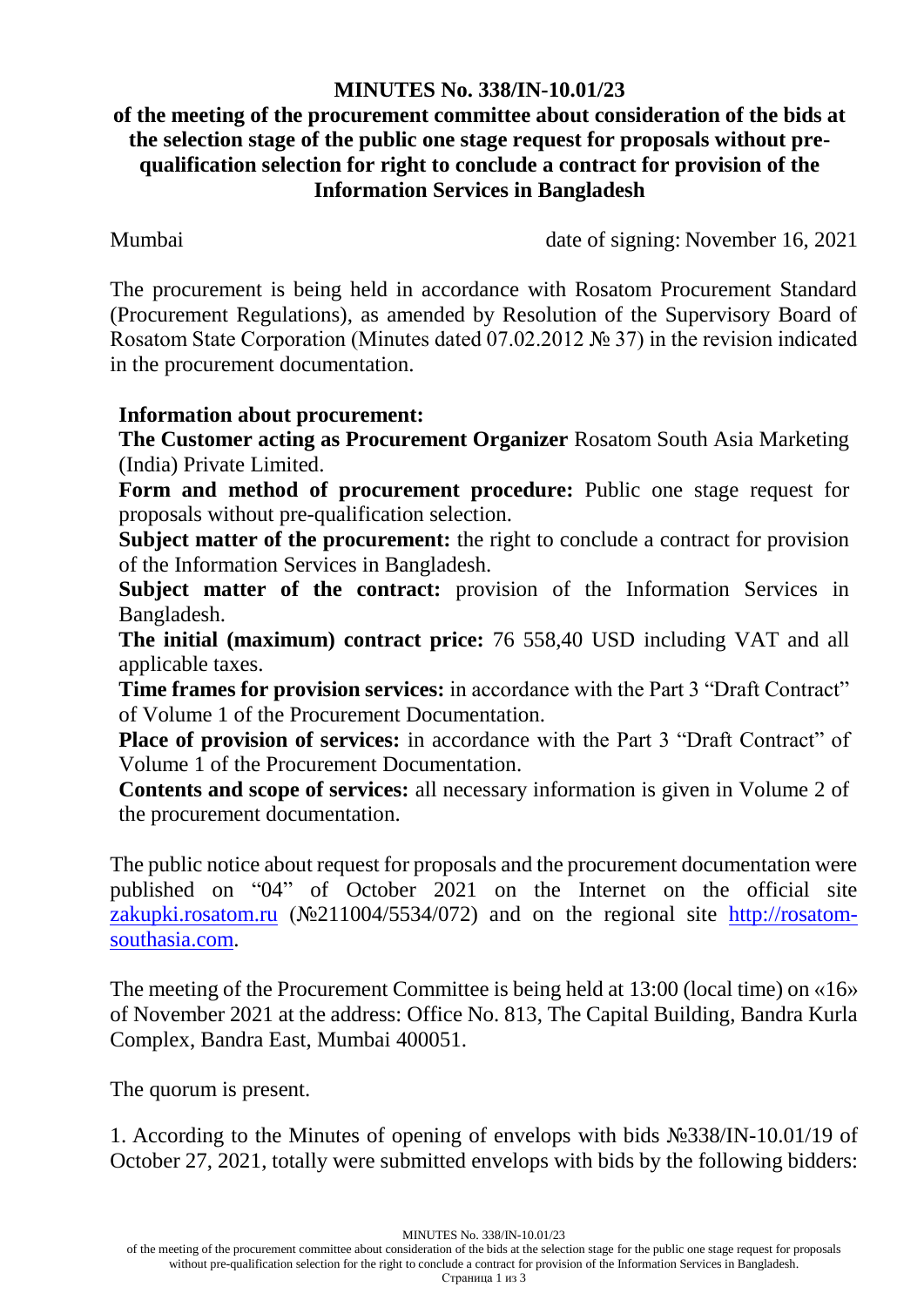# MINUTES No. 338/IN-10.01/23

## of the meeting of the procurement committee about consideration of the bids at the selection stage of the public one stage request for proposals without pre-qualification selection for right to conclude a contract for provision of the Information Services in Bangladesh

Mumbai date of signing: November 16, 2021

The procurement is being held in accordance with Rosatom Procurement Standard (Procurement Regulations), as amended by Resolution of the Supervisory Board of Rosatom State Corporation (Minutes dated 07.02.2012 № 37) in the revision indicated in the procurement documentation.

**Information about procurement:**

**The Customer acting as Procurement Organizer** Rosatom South Asia Marketing (India) Private Limited.

**Form and method of procurement procedure:** Public one stage request for proposals without pre-qualification selection.

**Subject matter of the procurement:** the right to conclude a contract for provision of the Information Services in Bangladesh.

**Subject matter of the contract:** provision of the Information Services in Bangladesh.

**The initial (maximum) contract price:** 76 558,40 USD including VAT and all applicable taxes.

**Time frames for provision services:** in accordance with the Part 3 "Draft Contract" of Volume 1 of the Procurement Documentation.

**Place of provision of services:** in accordance with the Part 3 "Draft Contract" of Volume 1 of the Procurement Documentation.

**Contents and scope of services:** all necessary information is given in Volume 2 of the procurement documentation.

The public notice about request for proposals and the procurement documentation were published on "04" of October 2021 on the Internet on the official site zakupki.rosatom.ru (№211004/5534/072) and on the regional site http://rosatom-southasia.com.

The meeting of the Procurement Committee is being held at 13:00 (local time) on «16» of November 2021 at the address: Office No. 813, The Capital Building, Bandra Kurla Complex, Bandra East, Mumbai 400051.

The quorum is present.

1. According to the Minutes of opening of envelops with bids №338/IN-10.01/19 of October 27, 2021, totally were submitted envelops with bids by the following bidders: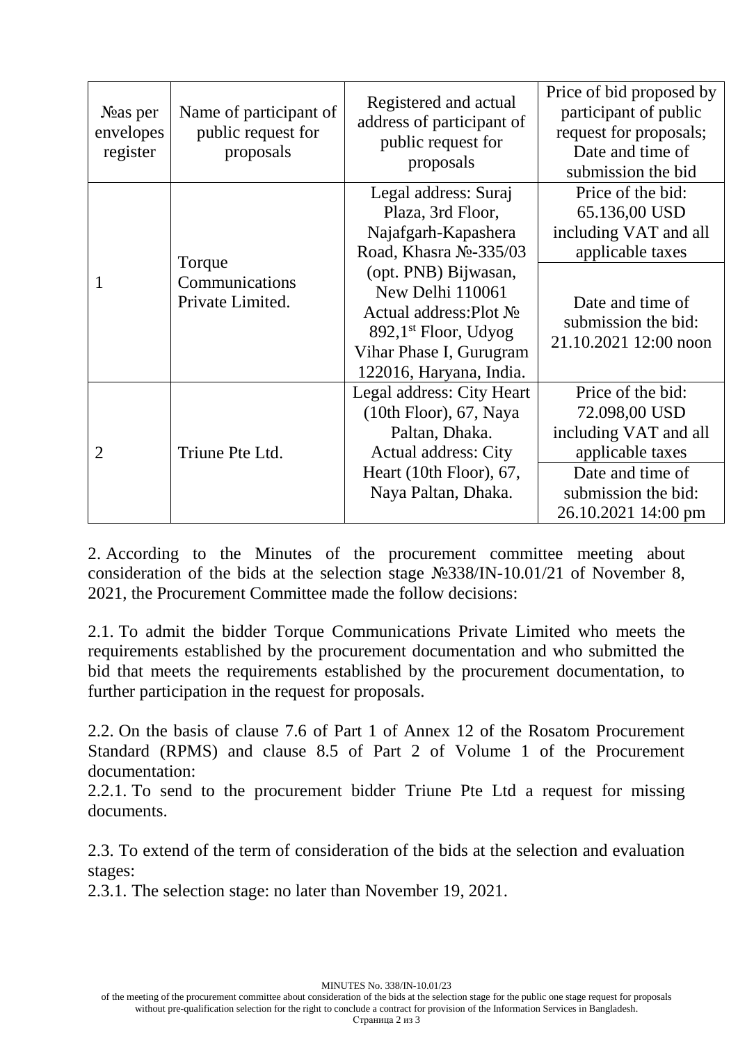| №as per envelopes register | Name of participant of public request for proposals | Registered and actual address of participant of public request for proposals | Price of bid proposed by participant of public request for proposals; Date and time of submission the bid |
| --- | --- | --- | --- |
| 1 | Torque Communications Private Limited. | Legal address: Suraj Plaza, 3rd Floor, Najafgarh-Kapashera Road, Khasra №-335/03 (opt. PNB) Bijwasan, New Delhi 110061 Actual address:Plot № 892,1st Floor, Udyog Vihar Phase I, Gurugram 122016, Haryana, India. | Price of the bid: 65.136,00 USD including VAT and all applicable taxes<br>Date and time of submission the bid: 21.10.2021 12:00 noon |
| 2 | Triune Pte Ltd. | Legal address: City Heart (10th Floor), 67, Naya Paltan, Dhaka. Actual address: City Heart (10th Floor), 67, Naya Paltan, Dhaka. | Price of the bid: 72.098,00 USD including VAT and all applicable taxes<br>Date and time of submission the bid: 26.10.2021 14:00 pm |

2. According to the Minutes of the procurement committee meeting about consideration of the bids at the selection stage №338/IN-10.01/21 of November 8, 2021, the Procurement Committee made the follow decisions:

2.1. To admit the bidder Torque Communications Private Limited who meets the requirements established by the procurement documentation and who submitted the bid that meets the requirements established by the procurement documentation, to further participation in the request for proposals.

2.2. On the basis of clause 7.6 of Part 1 of Annex 12 of the Rosatom Procurement Standard (RPMS) and clause 8.5 of Part 2 of Volume 1 of the Procurement documentation:
2.2.1. To send to the procurement bidder Triune Pte Ltd a request for missing documents.

2.3. To extend of the term of consideration of the bids at the selection and evaluation stages:
2.3.1. The selection stage: no later than November 19, 2021.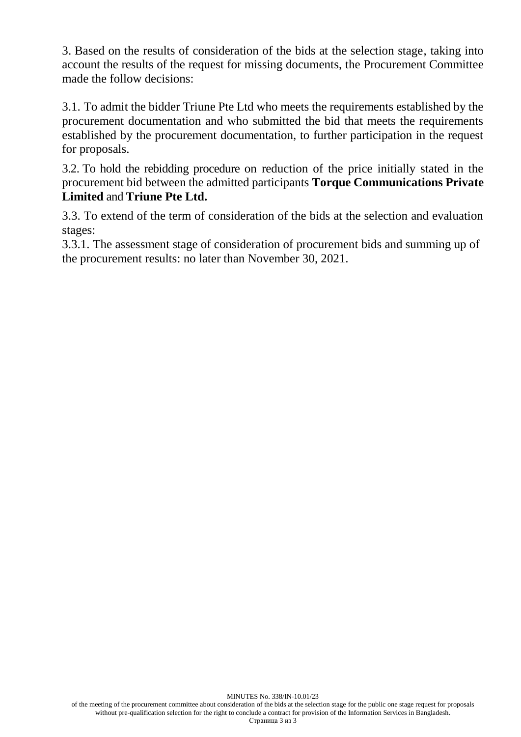3. Based on the results of consideration of the bids at the selection stage, taking into account the results of the request for missing documents, the Procurement Committee made the follow decisions:

3.1. To admit the bidder Triune Pte Ltd who meets the requirements established by the procurement documentation and who submitted the bid that meets the requirements established by the procurement documentation, to further participation in the request for proposals.

3.2. To hold the rebidding procedure on reduction of the price initially stated in the procurement bid between the admitted participants **Torque Communications Private Limited** and **Triune Pte Ltd.**

3.3. To extend of the term of consideration of the bids at the selection and evaluation stages:

3.3.1. The assessment stage of consideration of procurement bids and summing up of the procurement results: no later than November 30, 2021.